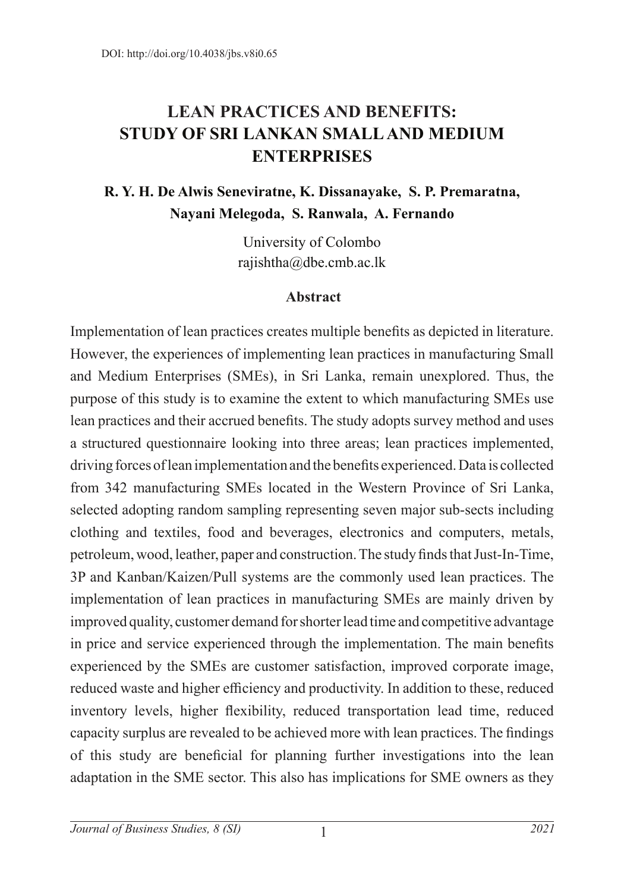DOI: http://doi.org/10.4038/jbs.v8i0.65

# LEAN PRACTICES AND BENEFITS: STUDY OF SRI LANKAN SMALL AND MEDIUM ENTERPRISES

**R. Y. H. De Alwis Seneviratne, K. Dissanayake, S. P. Premaratna, Nayani Melegoda, S. Ranwala, A. Fernando**

University of Colombo
rajishtha@dbe.cmb.ac.lk

## Abstract

Implementation of lean practices creates multiple benefits as depicted in literature. However, the experiences of implementing lean practices in manufacturing Small and Medium Enterprises (SMEs), in Sri Lanka, remain unexplored. Thus, the purpose of this study is to examine the extent to which manufacturing SMEs use lean practices and their accrued benefits. The study adopts survey method and uses a structured questionnaire looking into three areas; lean practices implemented, driving forces of lean implementation and the benefits experienced. Data is collected from 342 manufacturing SMEs located in the Western Province of Sri Lanka, selected adopting random sampling representing seven major sub-sects including clothing and textiles, food and beverages, electronics and computers, metals, petroleum, wood, leather, paper and construction. The study finds that Just-In-Time, 3P and Kanban/Kaizen/Pull systems are the commonly used lean practices. The implementation of lean practices in manufacturing SMEs are mainly driven by improved quality, customer demand for shorter lead time and competitive advantage in price and service experienced through the implementation. The main benefits experienced by the SMEs are customer satisfaction, improved corporate image, reduced waste and higher efficiency and productivity. In addition to these, reduced inventory levels, higher flexibility, reduced transportation lead time, reduced capacity surplus are revealed to be achieved more with lean practices. The findings of this study are beneficial for planning further investigations into the lean adaptation in the SME sector. This also has implications for SME owners as they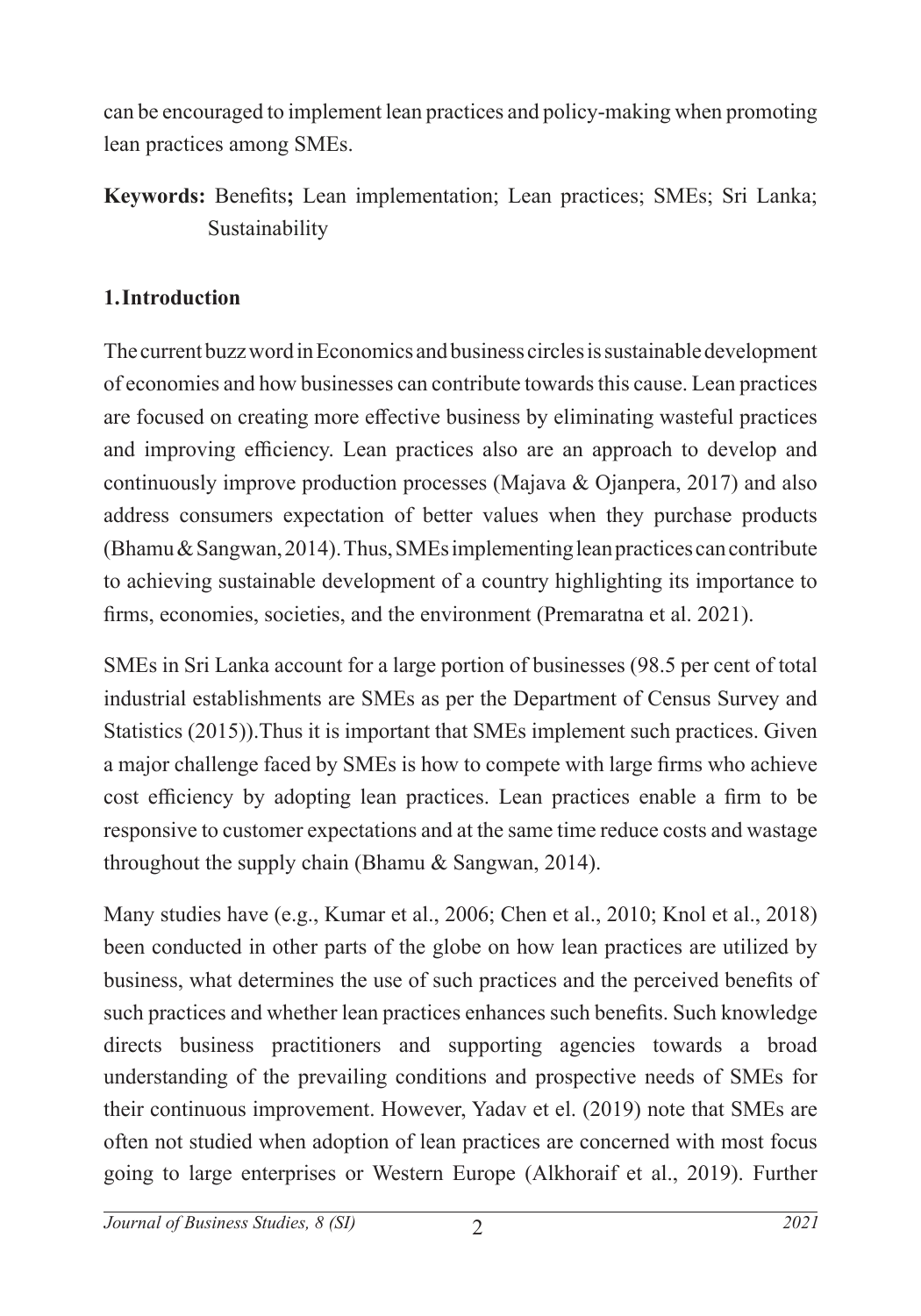can be encouraged to implement lean practices and policy-making when promoting lean practices among SMEs.

**Keywords:** Benefits**;** Lean implementation; Lean practices; SMEs; Sri Lanka; Sustainability

## 1. Introduction

The current buzz word in Economics and business circles is sustainable development of economies and how businesses can contribute towards this cause. Lean practices are focused on creating more effective business by eliminating wasteful practices and improving efficiency. Lean practices also are an approach to develop and continuously improve production processes (Majava & Ojanpera, 2017) and also address consumers expectation of better values when they purchase products (Bhamu & Sangwan, 2014). Thus, SMEs implementing lean practices can contribute to achieving sustainable development of a country highlighting its importance to firms, economies, societies, and the environment (Premaratna et al. 2021).

SMEs in Sri Lanka account for a large portion of businesses (98.5 per cent of total industrial establishments are SMEs as per the Department of Census Survey and Statistics (2015)).Thus it is important that SMEs implement such practices. Given a major challenge faced by SMEs is how to compete with large firms who achieve cost efficiency by adopting lean practices. Lean practices enable a firm to be responsive to customer expectations and at the same time reduce costs and wastage throughout the supply chain (Bhamu & Sangwan, 2014).

Many studies have (e.g., Kumar et al., 2006; Chen et al., 2010; Knol et al., 2018) been conducted in other parts of the globe on how lean practices are utilized by business, what determines the use of such practices and the perceived benefits of such practices and whether lean practices enhances such benefits. Such knowledge directs business practitioners and supporting agencies towards a broad understanding of the prevailing conditions and prospective needs of SMEs for their continuous improvement. However, Yadav et el. (2019) note that SMEs are often not studied when adoption of lean practices are concerned with most focus going to large enterprises or Western Europe (Alkhoraif et al., 2019). Further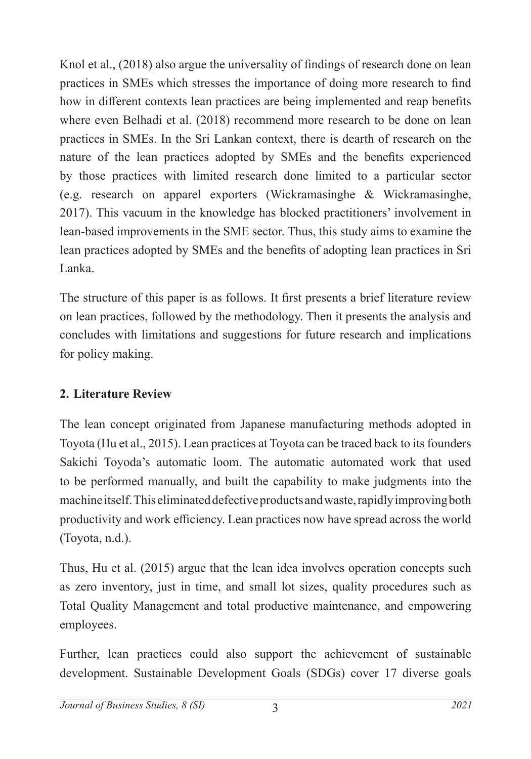Knol et al., (2018) also argue the universality of findings of research done on lean practices in SMEs which stresses the importance of doing more research to find how in different contexts lean practices are being implemented and reap benefits where even Belhadi et al. (2018) recommend more research to be done on lean practices in SMEs. In the Sri Lankan context, there is dearth of research on the nature of the lean practices adopted by SMEs and the benefits experienced by those practices with limited research done limited to a particular sector (e.g. research on apparel exporters (Wickramasinghe & Wickramasinghe, 2017). This vacuum in the knowledge has blocked practitioners' involvement in lean-based improvements in the SME sector. Thus, this study aims to examine the lean practices adopted by SMEs and the benefits of adopting lean practices in Sri Lanka.

The structure of this paper is as follows. It first presents a brief literature review on lean practices, followed by the methodology. Then it presents the analysis and concludes with limitations and suggestions for future research and implications for policy making.

## 2. Literature Review

The lean concept originated from Japanese manufacturing methods adopted in Toyota (Hu et al., 2015). Lean practices at Toyota can be traced back to its founders Sakichi Toyoda's automatic loom. The automatic automated work that used to be performed manually, and built the capability to make judgments into the machine itself. This eliminated defective products and waste, rapidly improving both productivity and work efficiency. Lean practices now have spread across the world (Toyota, n.d.).

Thus, Hu et al. (2015) argue that the lean idea involves operation concepts such as zero inventory, just in time, and small lot sizes, quality procedures such as Total Quality Management and total productive maintenance, and empowering employees.

Further, lean practices could also support the achievement of sustainable development. Sustainable Development Goals (SDGs) cover 17 diverse goals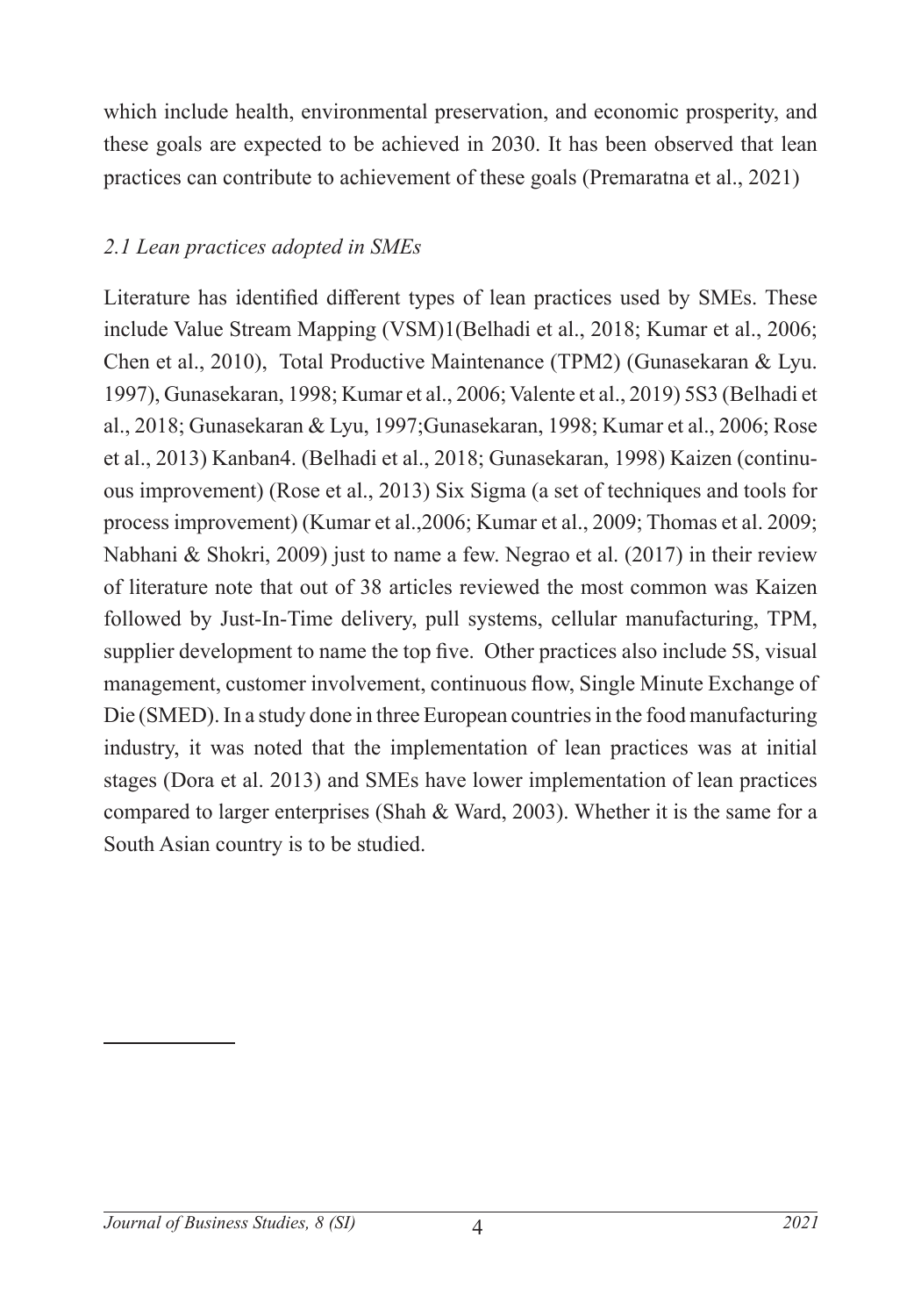which include health, environmental preservation, and economic prosperity, and these goals are expected to be achieved in 2030. It has been observed that lean practices can contribute to achievement of these goals (Premaratna et al., 2021)

### *2.1 Lean practices adopted in SMEs*

Literature has identified different types of lean practices used by SMEs. These include Value Stream Mapping (VSM)[1](Belhadi et al., 2018; Kumar et al., 2006; Chen et al., 2010), Total Productive Maintenance (TPM[2]) (Gunasekaran & Lyu. 1997), Gunasekaran, 1998; Kumar et al., 2006; Valente et al., 2019) 5S[3] (Belhadi et al., 2018; Gunasekaran & Lyu, 1997;Gunasekaran, 1998; Kumar et al., 2006; Rose et al., 2013) Kanban[4]. (Belhadi et al., 2018; Gunasekaran, 1998) Kaizen (continuous improvement) (Rose et al., 2013) Six Sigma (a set of techniques and tools for process improvement) (Kumar et al.,2006; Kumar et al., 2009; Thomas et al. 2009; Nabhani & Shokri, 2009) just to name a few. Negrao et al. (2017) in their review of literature note that out of 38 articles reviewed the most common was Kaizen followed by Just-In-Time delivery, pull systems, cellular manufacturing, TPM, supplier development to name the top five. Other practices also include 5S, visual management, customer involvement, continuous flow, Single Minute Exchange of Die (SMED). In a study done in three European countries in the food manufacturing industry, it was noted that the implementation of lean practices was at initial stages (Dora et al. 2013) and SMEs have lower implementation of lean practices compared to larger enterprises (Shah & Ward, 2003). Whether it is the same for a South Asian country is to be studied.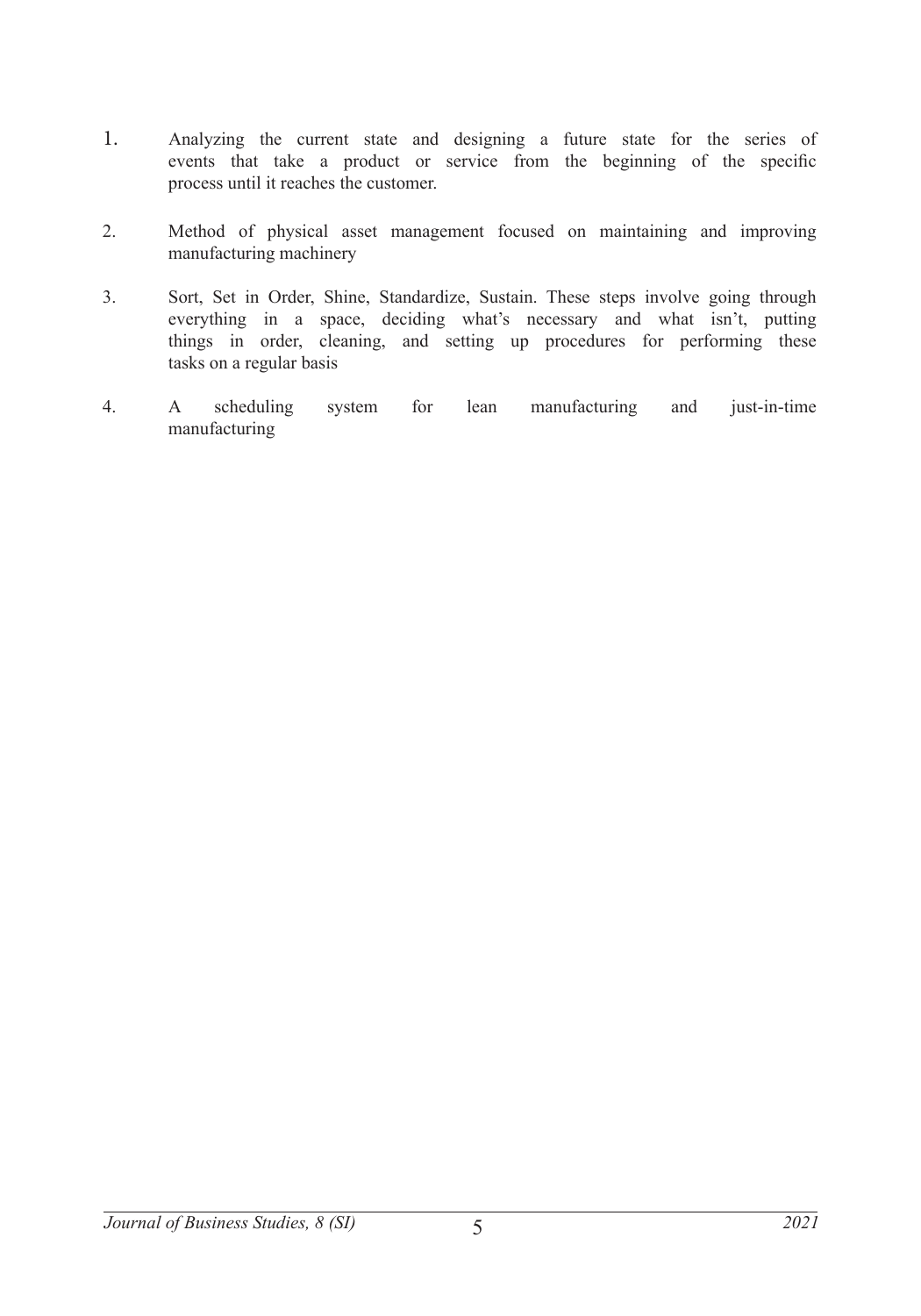1. Analyzing the current state and designing a future state for the series of events that take a product or service from the beginning of the specific process until it reaches the customer.

2. Method of physical asset management focused on maintaining and improving manufacturing machinery

3. Sort, Set in Order, Shine, Standardize, Sustain. These steps involve going through everything in a space, deciding what's necessary and what isn't, putting things in order, cleaning, and setting up procedures for performing these tasks on a regular basis

4. A scheduling system for lean manufacturing and just-in-time manufacturing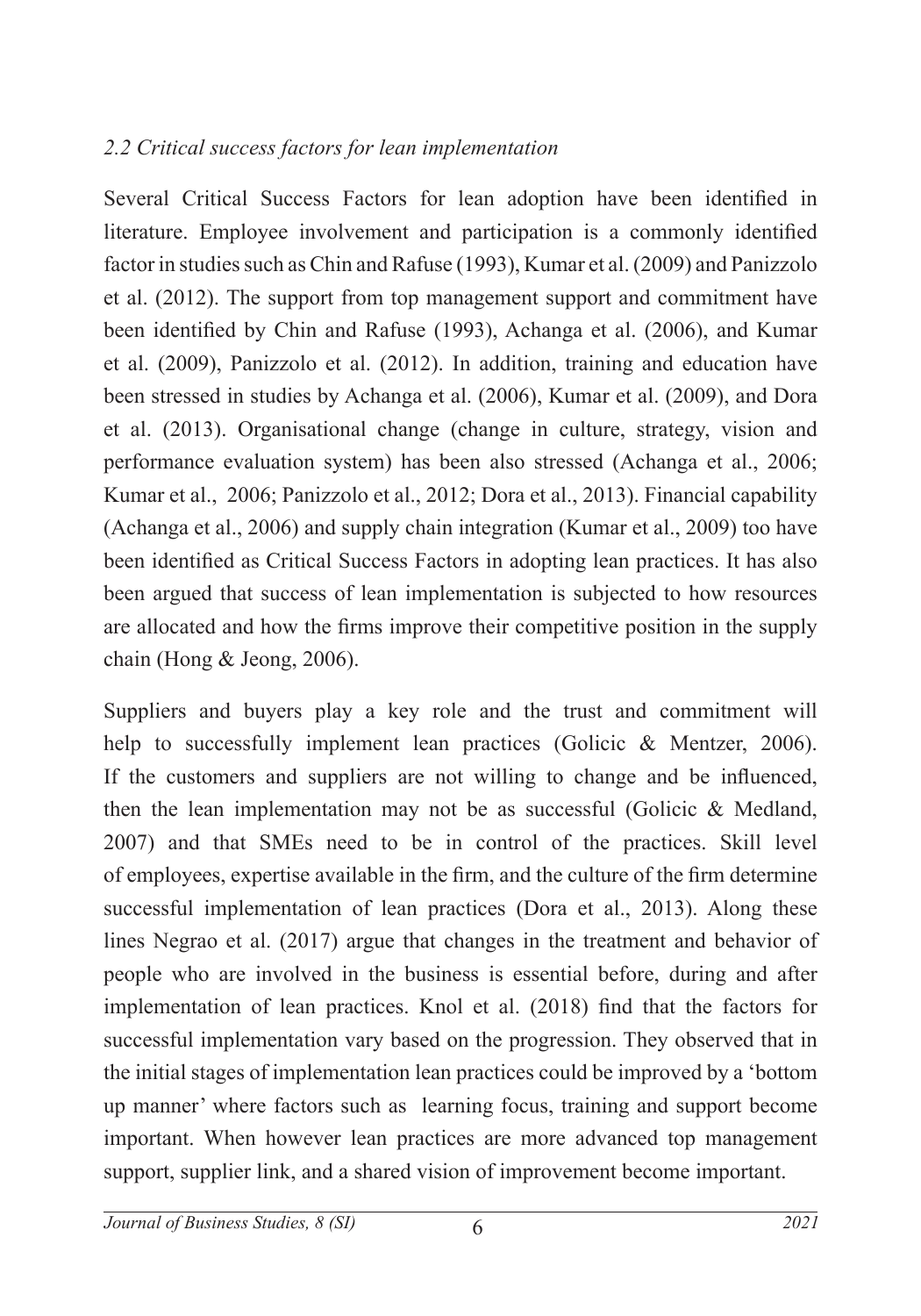### *2.2 Critical success factors for lean implementation*

Several Critical Success Factors for lean adoption have been identified in literature. Employee involvement and participation is a commonly identified factor in studies such as Chin and Rafuse (1993), Kumar et al. (2009) and Panizzolo et al. (2012). The support from top management support and commitment have been identified by Chin and Rafuse (1993), Achanga et al. (2006), and Kumar et al. (2009), Panizzolo et al. (2012). In addition, training and education have been stressed in studies by Achanga et al. (2006), Kumar et al. (2009), and Dora et al. (2013). Organisational change (change in culture, strategy, vision and performance evaluation system) has been also stressed (Achanga et al., 2006; Kumar et al., 2006; Panizzolo et al., 2012; Dora et al., 2013). Financial capability (Achanga et al., 2006) and supply chain integration (Kumar et al., 2009) too have been identified as Critical Success Factors in adopting lean practices. It has also been argued that success of lean implementation is subjected to how resources are allocated and how the firms improve their competitive position in the supply chain (Hong & Jeong, 2006).

Suppliers and buyers play a key role and the trust and commitment will help to successfully implement lean practices (Golicic & Mentzer, 2006). If the customers and suppliers are not willing to change and be influenced, then the lean implementation may not be as successful (Golicic & Medland, 2007) and that SMEs need to be in control of the practices. Skill level of employees, expertise available in the firm, and the culture of the firm determine successful implementation of lean practices (Dora et al., 2013). Along these lines Negrao et al. (2017) argue that changes in the treatment and behavior of people who are involved in the business is essential before, during and after implementation of lean practices. Knol et al. (2018) find that the factors for successful implementation vary based on the progression. They observed that in the initial stages of implementation lean practices could be improved by a 'bottom up manner' where factors such as learning focus, training and support become important. When however lean practices are more advanced top management support, supplier link, and a shared vision of improvement become important.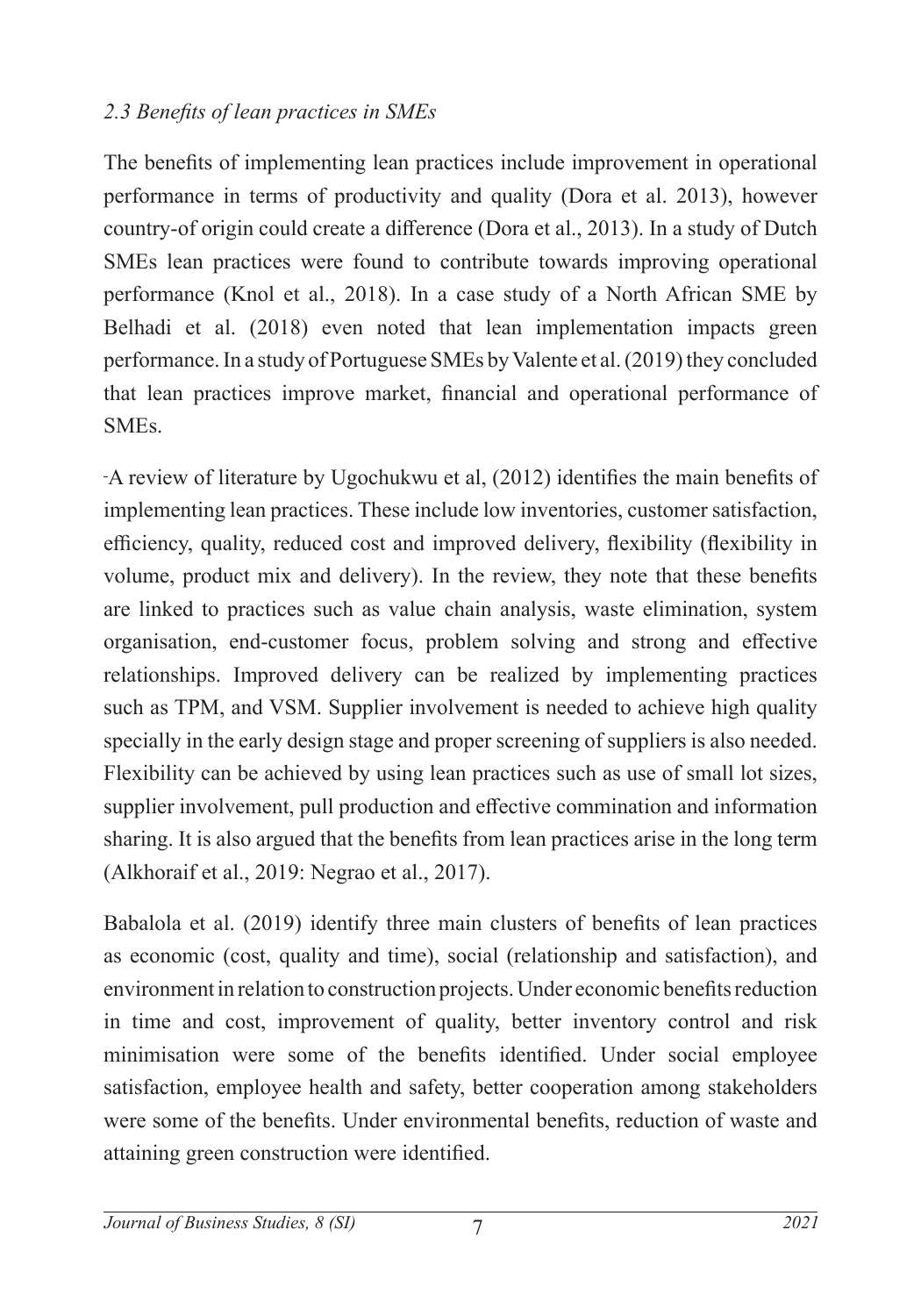### *2.3 Benefits of lean practices in SMEs*

The benefits of implementing lean practices include improvement in operational performance in terms of productivity and quality (Dora et al. 2013), however country-of origin could create a difference (Dora et al., 2013). In a study of Dutch SMEs lean practices were found to contribute towards improving operational performance (Knol et al., 2018). In a case study of a North African SME by Belhadi et al. (2018) even noted that lean implementation impacts green performance. In a study of Portuguese SMEs by Valente et al. (2019) they concluded that lean practices improve market, financial and operational performance of SMEs.

A review of literature by Ugochukwu et al, (2012) identifies the main benefits of implementing lean practices. These include low inventories, customer satisfaction, efficiency, quality, reduced cost and improved delivery, flexibility (flexibility in volume, product mix and delivery). In the review, they note that these benefits are linked to practices such as value chain analysis, waste elimination, system organisation, end-customer focus, problem solving and strong and effective relationships. Improved delivery can be realized by implementing practices such as TPM, and VSM. Supplier involvement is needed to achieve high quality specially in the early design stage and proper screening of suppliers is also needed. Flexibility can be achieved by using lean practices such as use of small lot sizes, supplier involvement, pull production and effective commination and information sharing. It is also argued that the benefits from lean practices arise in the long term (Alkhoraif et al., 2019: Negrao et al., 2017).

Babalola et al. (2019) identify three main clusters of benefits of lean practices as economic (cost, quality and time), social (relationship and satisfaction), and environment in relation to construction projects. Under economic benefits reduction in time and cost, improvement of quality, better inventory control and risk minimisation were some of the benefits identified. Under social employee satisfaction, employee health and safety, better cooperation among stakeholders were some of the benefits. Under environmental benefits, reduction of waste and attaining green construction were identified.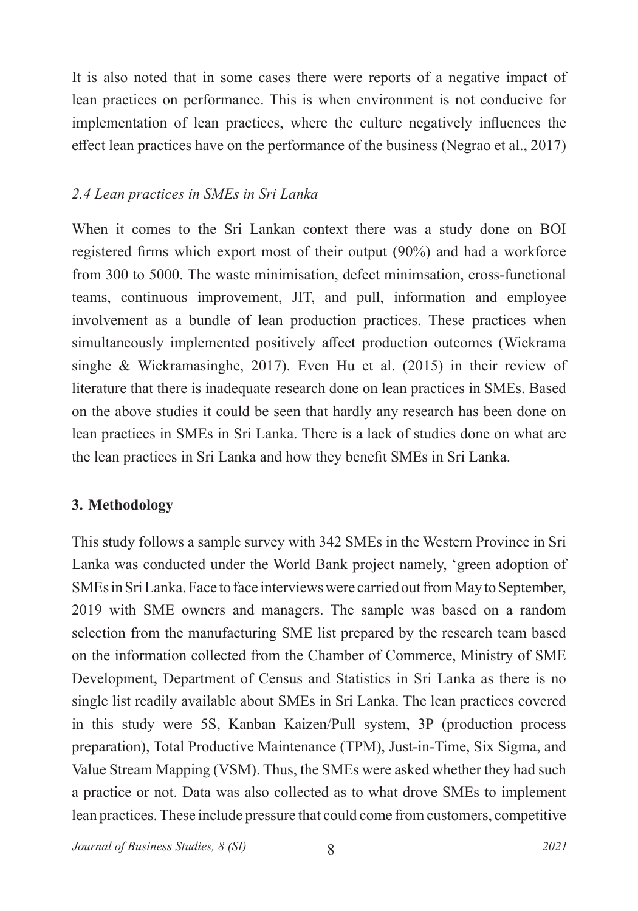It is also noted that in some cases there were reports of a negative impact of lean practices on performance. This is when environment is not conducive for implementation of lean practices, where the culture negatively influences the effect lean practices have on the performance of the business (Negrao et al., 2017)

### *2.4 Lean practices in SMEs in Sri Lanka*

When it comes to the Sri Lankan context there was a study done on BOI registered firms which export most of their output (90%) and had a workforce from 300 to 5000. The waste minimisation, defect minimsation, cross-functional teams, continuous improvement, JIT, and pull, information and employee involvement as a bundle of lean production practices. These practices when simultaneously implemented positively affect production outcomes (Wickrama singhe & Wickramasinghe, 2017). Even Hu et al. (2015) in their review of literature that there is inadequate research done on lean practices in SMEs. Based on the above studies it could be seen that hardly any research has been done on lean practices in SMEs in Sri Lanka. There is a lack of studies done on what are the lean practices in Sri Lanka and how they benefit SMEs in Sri Lanka.

## **3. Methodology**

This study follows a sample survey with 342 SMEs in the Western Province in Sri Lanka was conducted under the World Bank project namely, 'green adoption of SMEs in Sri Lanka. Face to face interviews were carried out from May to September, 2019 with SME owners and managers. The sample was based on a random selection from the manufacturing SME list prepared by the research team based on the information collected from the Chamber of Commerce, Ministry of SME Development, Department of Census and Statistics in Sri Lanka as there is no single list readily available about SMEs in Sri Lanka. The lean practices covered in this study were 5S, Kanban Kaizen/Pull system, 3P (production process preparation), Total Productive Maintenance (TPM), Just-in-Time, Six Sigma, and Value Stream Mapping (VSM). Thus, the SMEs were asked whether they had such a practice or not. Data was also collected as to what drove SMEs to implement lean practices. These include pressure that could come from customers, competitive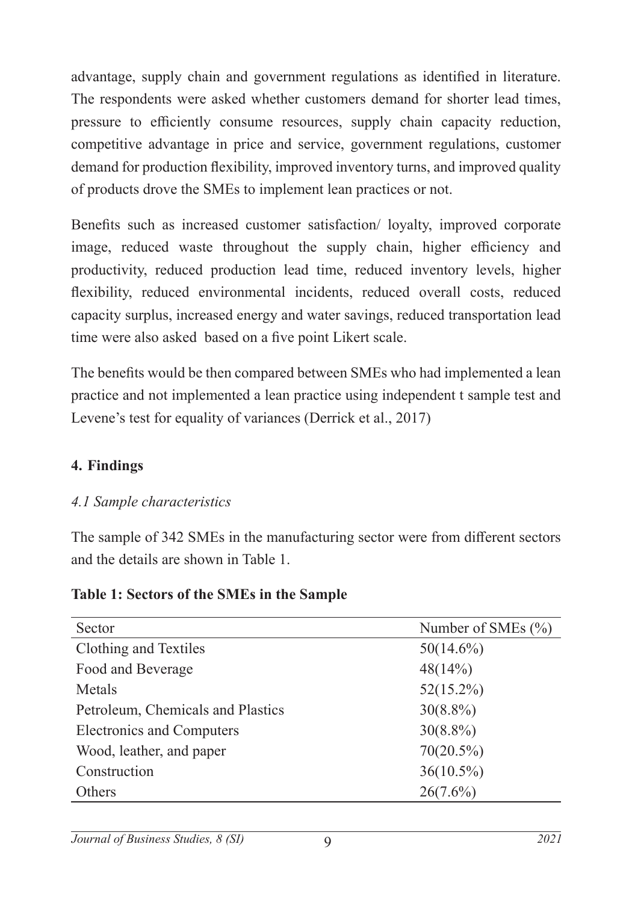advantage, supply chain and government regulations as identified in literature. The respondents were asked whether customers demand for shorter lead times, pressure to efficiently consume resources, supply chain capacity reduction, competitive advantage in price and service, government regulations, customer demand for production flexibility, improved inventory turns, and improved quality of products drove the SMEs to implement lean practices or not.

Benefits such as increased customer satisfaction/ loyalty, improved corporate image, reduced waste throughout the supply chain, higher efficiency and productivity, reduced production lead time, reduced inventory levels, higher flexibility, reduced environmental incidents, reduced overall costs, reduced capacity surplus, increased energy and water savings, reduced transportation lead time were also asked based on a five point Likert scale.

The benefits would be then compared between SMEs who had implemented a lean practice and not implemented a lean practice using independent t sample test and Levene's test for equality of variances (Derrick et al., 2017)

## 4. Findings

### *4.1 Sample characteristics*

The sample of 342 SMEs in the manufacturing sector were from different sectors and the details are shown in Table 1.

**Table 1: Sectors of the SMEs in the Sample**

| Sector | Number of SMEs (%) |
| --- | --- |
| Clothing and Textiles | 50(14.6%) |
| Food and Beverage | 48(14%) |
| Metals | 52(15.2%) |
| Petroleum, Chemicals and Plastics | 30(8.8%) |
| Electronics and Computers | 30(8.8%) |
| Wood, leather, and paper | 70(20.5%) |
| Construction | 36(10.5%) |
| Others | 26(7.6%) |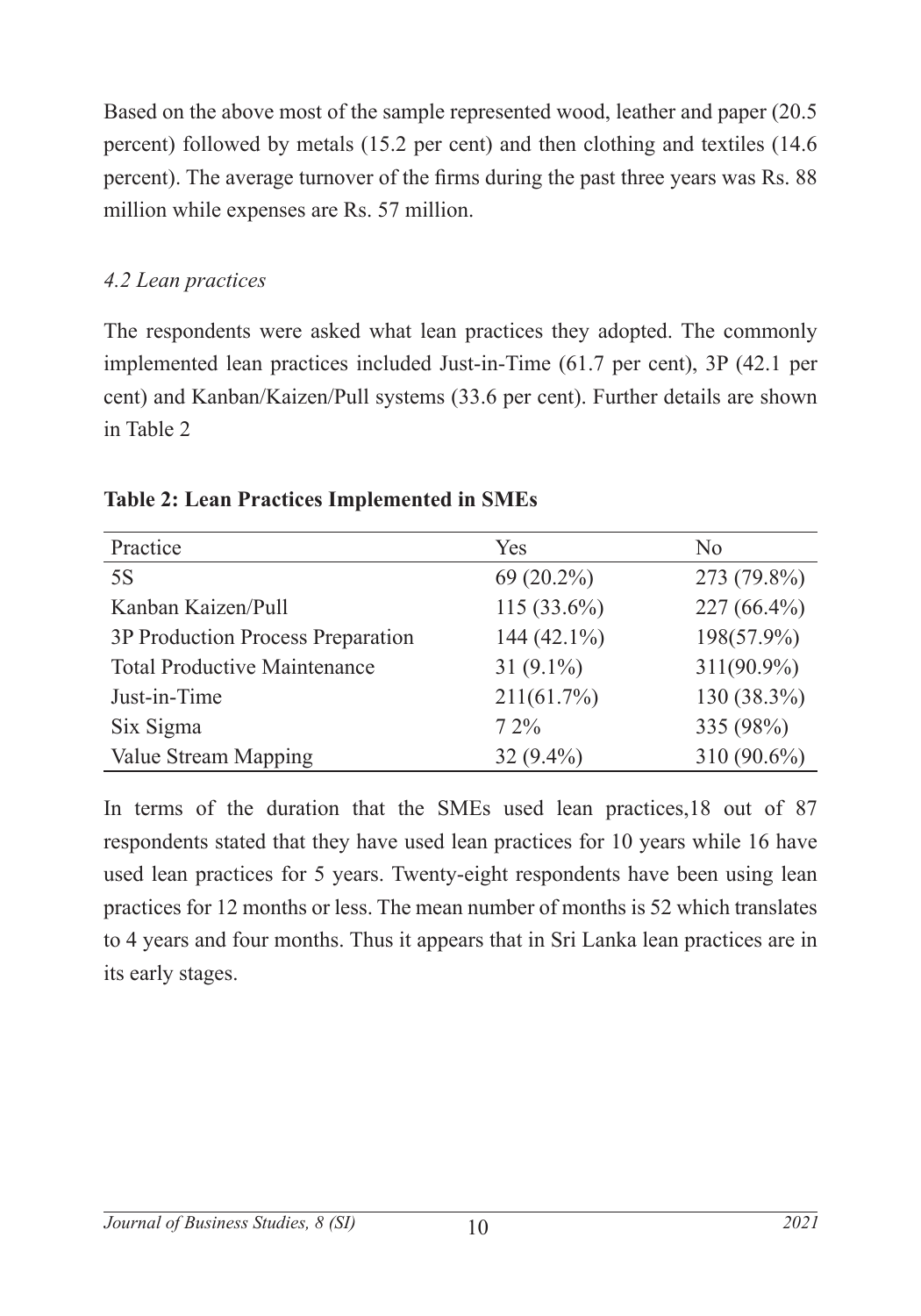Based on the above most of the sample represented wood, leather and paper (20.5 percent) followed by metals (15.2 per cent) and then clothing and textiles (14.6 percent). The average turnover of the firms during the past three years was Rs. 88 million while expenses are Rs. 57 million.

### *4.2 Lean practices*

The respondents were asked what lean practices they adopted. The commonly implemented lean practices included Just-in-Time (61.7 per cent), 3P (42.1 per cent) and Kanban/Kaizen/Pull systems (33.6 per cent). Further details are shown in Table 2

**Table 2: Lean Practices Implemented in SMEs**

| Practice | Yes | No |
|---|---|---|
| 5S | 69 (20.2%) | 273 (79.8%) |
| Kanban Kaizen/Pull | 115 (33.6%) | 227 (66.4%) |
| 3P Production Process Preparation | 144 (42.1%) | 198(57.9%) |
| Total Productive Maintenance | 31 (9.1%) | 311(90.9%) |
| Just-in-Time | 211(61.7%) | 130 (38.3%) |
| Six Sigma | 7 2% | 335 (98%) |
| Value Stream Mapping | 32 (9.4%) | 310 (90.6%) |

In terms of the duration that the SMEs used lean practices,18 out of 87 respondents stated that they have used lean practices for 10 years while 16 have used lean practices for 5 years. Twenty-eight respondents have been using lean practices for 12 months or less. The mean number of months is 52 which translates to 4 years and four months. Thus it appears that in Sri Lanka lean practices are in its early stages.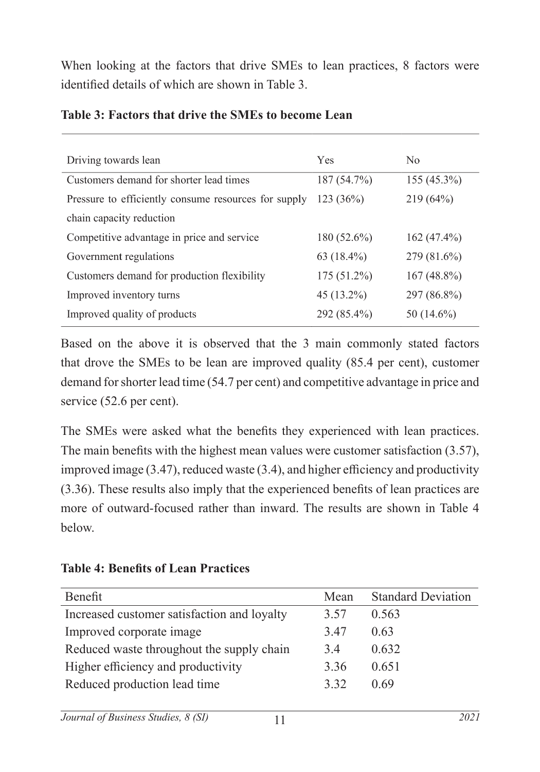When looking at the factors that drive SMEs to lean practices, 8 factors were identified details of which are shown in Table 3.

**Table 3: Factors that drive the SMEs to become Lean**

| Driving towards lean | Yes | No |
|---|---|---|
| Customers demand for shorter lead times | 187 (54.7%) | 155 (45.3%) |
| Pressure to efficiently consume resources for supply chain capacity reduction | 123 (36%) | 219 (64%) |
| Competitive advantage in price and service | 180 (52.6%) | 162 (47.4%) |
| Government regulations | 63 (18.4%) | 279 (81.6%) |
| Customers demand for production flexibility | 175 (51.2%) | 167 (48.8%) |
| Improved inventory turns | 45 (13.2%) | 297 (86.8%) |
| Improved quality of products | 292 (85.4%) | 50 (14.6%) |

Based on the above it is observed that the 3 main commonly stated factors that drove the SMEs to be lean are improved quality (85.4 per cent), customer demand for shorter lead time (54.7 per cent) and competitive advantage in price and service (52.6 per cent).

The SMEs were asked what the benefits they experienced with lean practices. The main benefits with the highest mean values were customer satisfaction (3.57), improved image (3.47), reduced waste (3.4), and higher efficiency and productivity (3.36). These results also imply that the experienced benefits of lean practices are more of outward-focused rather than inward. The results are shown in Table 4 below.

**Table 4: Benefits of Lean Practices**

| Benefit | Mean | Standard Deviation |
|---|---|---|
| Increased customer satisfaction and loyalty | 3.57 | 0.563 |
| Improved corporate image | 3.47 | 0.63 |
| Reduced waste throughout the supply chain | 3.4 | 0.632 |
| Higher efficiency and productivity | 3.36 | 0.651 |
| Reduced production lead time | 3.32 | 0.69 |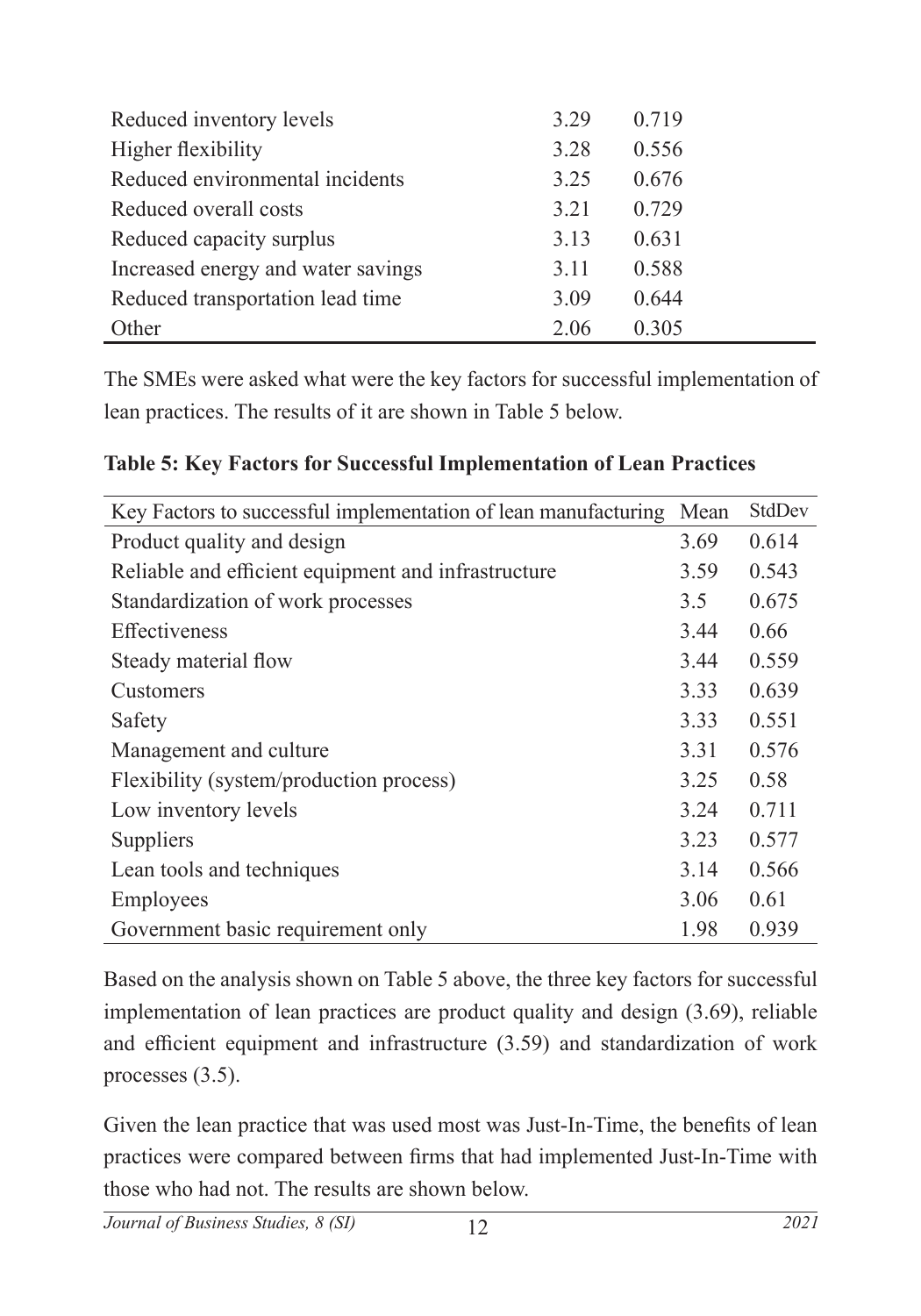| | | |
|---|---|---|
| Reduced inventory levels | 3.29 | 0.719 |
| Higher flexibility | 3.28 | 0.556 |
| Reduced environmental incidents | 3.25 | 0.676 |
| Reduced overall costs | 3.21 | 0.729 |
| Reduced capacity surplus | 3.13 | 0.631 |
| Increased energy and water savings | 3.11 | 0.588 |
| Reduced transportation lead time | 3.09 | 0.644 |
| Other | 2.06 | 0.305 |

The SMEs were asked what were the key factors for successful implementation of lean practices. The results of it are shown in Table 5 below.

**Table 5: Key Factors for Successful Implementation of Lean Practices**

| Key Factors to successful implementation of lean manufacturing | Mean | StdDev |
|---|---|---|
| Product quality and design | 3.69 | 0.614 |
| Reliable and efficient equipment and infrastructure | 3.59 | 0.543 |
| Standardization of work processes | 3.5 | 0.675 |
| Effectiveness | 3.44 | 0.66 |
| Steady material flow | 3.44 | 0.559 |
| Customers | 3.33 | 0.639 |
| Safety | 3.33 | 0.551 |
| Management and culture | 3.31 | 0.576 |
| Flexibility (system/production process) | 3.25 | 0.58 |
| Low inventory levels | 3.24 | 0.711 |
| Suppliers | 3.23 | 0.577 |
| Lean tools and techniques | 3.14 | 0.566 |
| Employees | 3.06 | 0.61 |
| Government basic requirement only | 1.98 | 0.939 |

Based on the analysis shown on Table 5 above, the three key factors for successful implementation of lean practices are product quality and design (3.69), reliable and efficient equipment and infrastructure (3.59) and standardization of work processes (3.5).

Given the lean practice that was used most was Just-In-Time, the benefits of lean practices were compared between firms that had implemented Just-In-Time with those who had not. The results are shown below.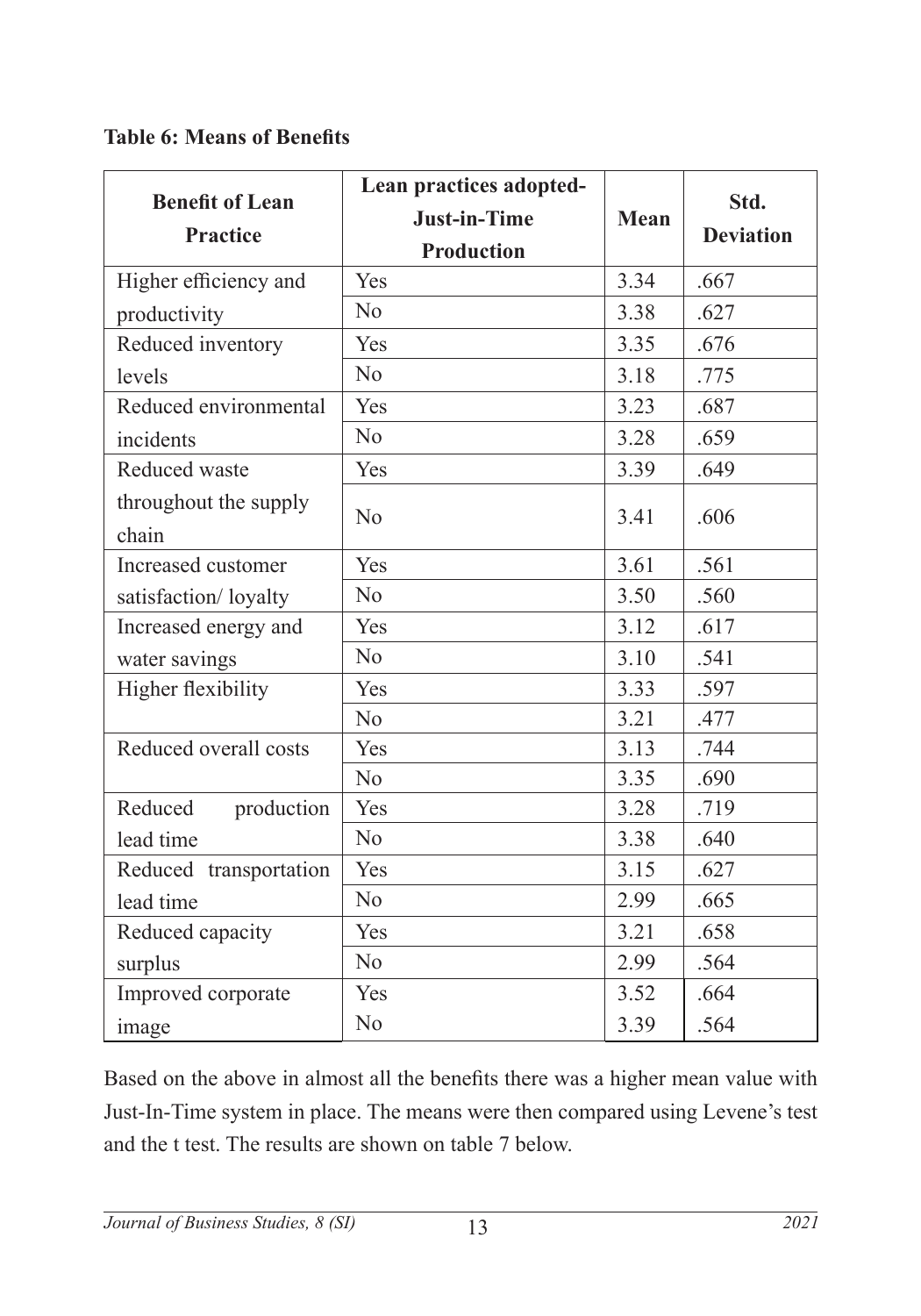**Table 6: Means of Benefits**

| Benefit of Lean Practice | Lean practices adopted-Just-in-Time Production | Mean | Std. Deviation |
|---|---|---|---|
| Higher efficiency and productivity | Yes | 3.34 | .667 |
| | No | 3.38 | .627 |
| Reduced inventory levels | Yes | 3.35 | .676 |
| | No | 3.18 | .775 |
| Reduced environmental incidents | Yes | 3.23 | .687 |
| | No | 3.28 | .659 |
| Reduced waste throughout the supply chain | Yes | 3.39 | .649 |
| | No | 3.41 | .606 |
| Increased customer satisfaction/ loyalty | Yes | 3.61 | .561 |
| | No | 3.50 | .560 |
| Increased energy and water savings | Yes | 3.12 | .617 |
| | No | 3.10 | .541 |
| Higher flexibility | Yes | 3.33 | .597 |
| | No | 3.21 | .477 |
| Reduced overall costs | Yes | 3.13 | .744 |
| | No | 3.35 | .690 |
| Reduced production lead time | Yes | 3.28 | .719 |
| | No | 3.38 | .640 |
| Reduced transportation lead time | Yes | 3.15 | .627 |
| | No | 2.99 | .665 |
| Reduced capacity surplus | Yes | 3.21 | .658 |
| | No | 2.99 | .564 |
| Improved corporate image | Yes | 3.52 | .664 |
| | No | 3.39 | .564 |

Based on the above in almost all the benefits there was a higher mean value with Just-In-Time system in place. The means were then compared using Levene's test and the t test. The results are shown on table 7 below.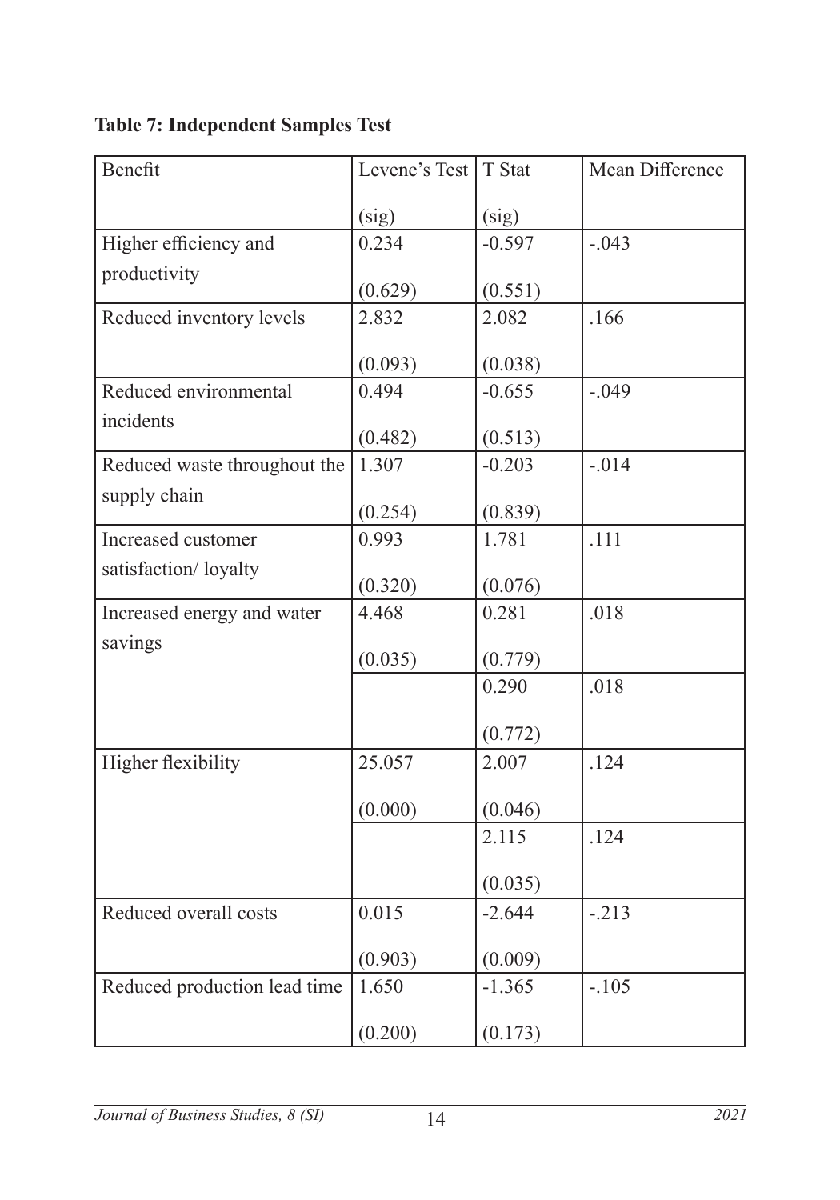**Table 7: Independent Samples Test**

| Benefit | Levene's Test (sig) | T Stat (sig) | Mean Difference |
|---|---|---|---|
| Higher efficiency and productivity | 0.234 (0.629) | -0.597 (0.551) | -.043 |
| Reduced inventory levels | 2.832 (0.093) | 2.082 (0.038) | .166 |
| Reduced environmental incidents | 0.494 (0.482) | -0.655 (0.513) | -.049 |
| Reduced waste throughout the supply chain | 1.307 (0.254) | -0.203 (0.839) | -.014 |
| Increased customer satisfaction/ loyalty | 0.993 (0.320) | 1.781 (0.076) | .111 |
| Increased energy and water savings | 4.468 (0.035) | 0.281 (0.779) | .018 |
| | | 0.290 (0.772) | .018 |
| Higher flexibility | 25.057 (0.000) | 2.007 (0.046) | .124 |
| | | 2.115 (0.035) | .124 |
| Reduced overall costs | 0.015 (0.903) | -2.644 (0.009) | -.213 |
| Reduced production lead time | 1.650 (0.200) | -1.365 (0.173) | -.105 |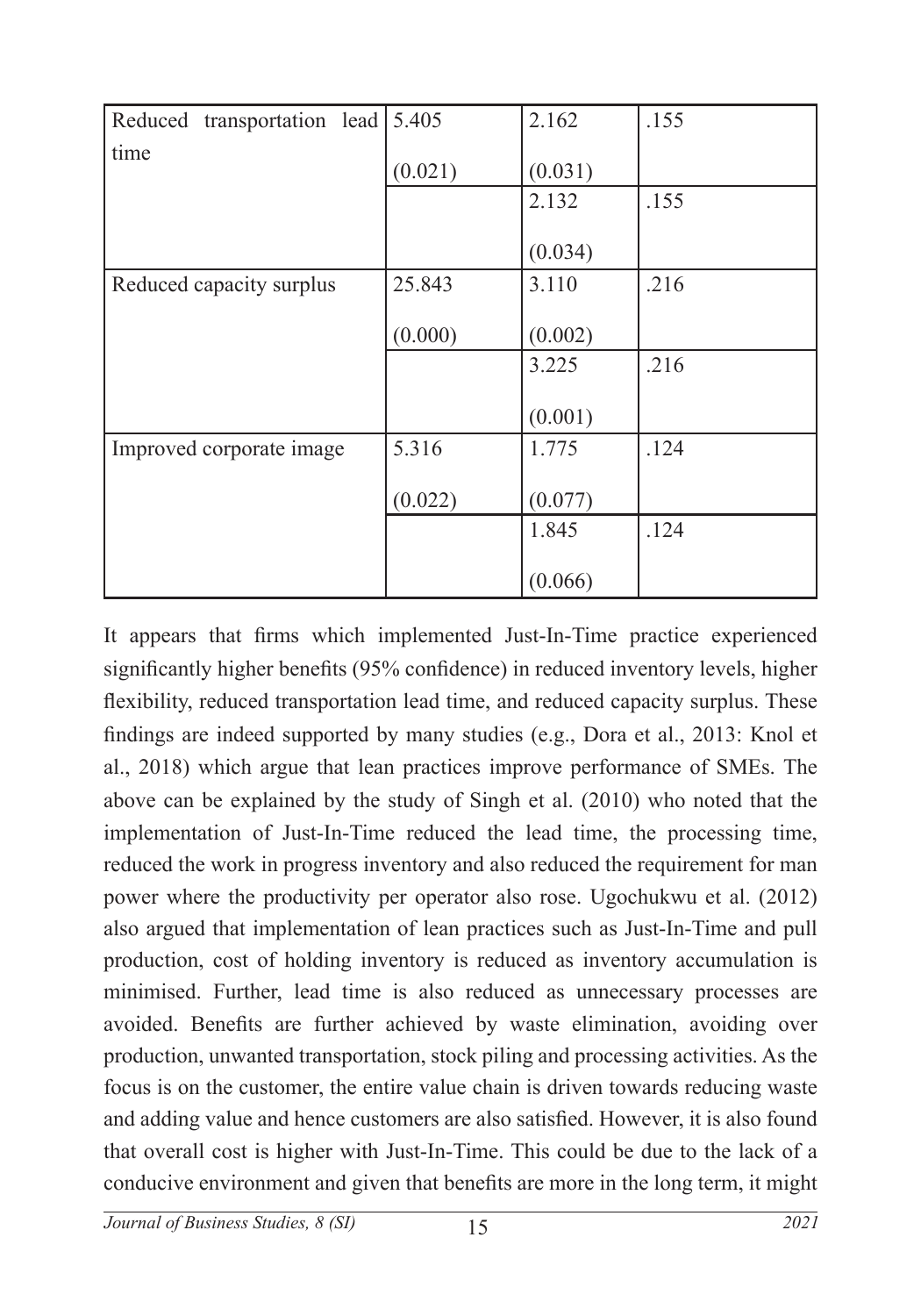| | | | |
|---|---|---|---|
| Reduced transportation lead time | 5.405 (0.021) | 2.162 (0.031) | .155 |
| | | 2.132 (0.034) | .155 |
| Reduced capacity surplus | 25.843 (0.000) | 3.110 (0.002) | .216 |
| | | 3.225 (0.001) | .216 |
| Improved corporate image | 5.316 (0.022) | 1.775 (0.077) | .124 |
| | | 1.845 (0.066) | .124 |

It appears that firms which implemented Just-In-Time practice experienced significantly higher benefits (95% confidence) in reduced inventory levels, higher flexibility, reduced transportation lead time, and reduced capacity surplus. These findings are indeed supported by many studies (e.g., Dora et al., 2013: Knol et al., 2018) which argue that lean practices improve performance of SMEs. The above can be explained by the study of Singh et al. (2010) who noted that the implementation of Just-In-Time reduced the lead time, the processing time, reduced the work in progress inventory and also reduced the requirement for man power where the productivity per operator also rose. Ugochukwu et al. (2012) also argued that implementation of lean practices such as Just-In-Time and pull production, cost of holding inventory is reduced as inventory accumulation is minimised. Further, lead time is also reduced as unnecessary processes are avoided. Benefits are further achieved by waste elimination, avoiding over production, unwanted transportation, stock piling and processing activities. As the focus is on the customer, the entire value chain is driven towards reducing waste and adding value and hence customers are also satisfied. However, it is also found that overall cost is higher with Just-In-Time. This could be due to the lack of a conducive environment and given that benefits are more in the long term, it might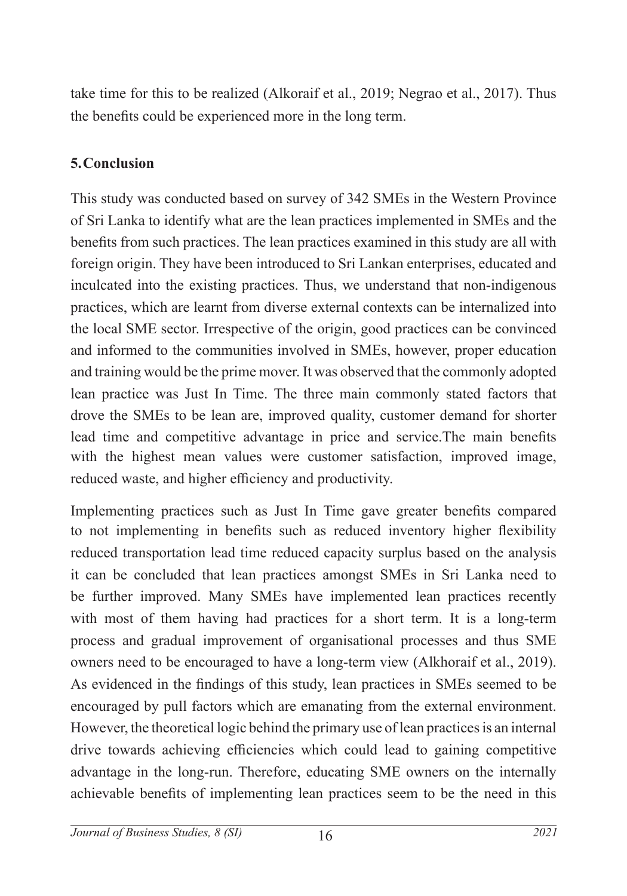take time for this to be realized (Alkoraif et al., 2019; Negrao et al., 2017). Thus the benefits could be experienced more in the long term.

## 5. Conclusion

This study was conducted based on survey of 342 SMEs in the Western Province of Sri Lanka to identify what are the lean practices implemented in SMEs and the benefits from such practices. The lean practices examined in this study are all with foreign origin. They have been introduced to Sri Lankan enterprises, educated and inculcated into the existing practices. Thus, we understand that non-indigenous practices, which are learnt from diverse external contexts can be internalized into the local SME sector. Irrespective of the origin, good practices can be convinced and informed to the communities involved in SMEs, however, proper education and training would be the prime mover. It was observed that the commonly adopted lean practice was Just In Time. The three main commonly stated factors that drove the SMEs to be lean are, improved quality, customer demand for shorter lead time and competitive advantage in price and service.The main benefits with the highest mean values were customer satisfaction, improved image, reduced waste, and higher efficiency and productivity.

Implementing practices such as Just In Time gave greater benefits compared to not implementing in benefits such as reduced inventory higher flexibility reduced transportation lead time reduced capacity surplus based on the analysis it can be concluded that lean practices amongst SMEs in Sri Lanka need to be further improved. Many SMEs have implemented lean practices recently with most of them having had practices for a short term. It is a long-term process and gradual improvement of organisational processes and thus SME owners need to be encouraged to have a long-term view (Alkhoraif et al., 2019). As evidenced in the findings of this study, lean practices in SMEs seemed to be encouraged by pull factors which are emanating from the external environment. However, the theoretical logic behind the primary use of lean practices is an internal drive towards achieving efficiencies which could lead to gaining competitive advantage in the long-run. Therefore, educating SME owners on the internally achievable benefits of implementing lean practices seem to be the need in this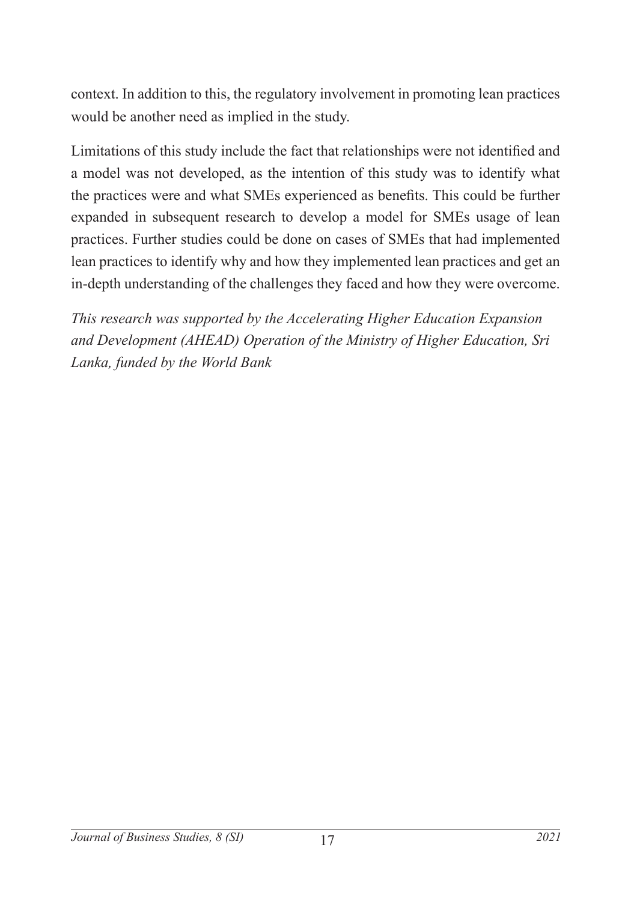context. In addition to this, the regulatory involvement in promoting lean practices would be another need as implied in the study.

Limitations of this study include the fact that relationships were not identified and a model was not developed, as the intention of this study was to identify what the practices were and what SMEs experienced as benefits. This could be further expanded in subsequent research to develop a model for SMEs usage of lean practices. Further studies could be done on cases of SMEs that had implemented lean practices to identify why and how they implemented lean practices and get an in-depth understanding of the challenges they faced and how they were overcome.

*This research was supported by the Accelerating Higher Education Expansion and Development (AHEAD) Operation of the Ministry of Higher Education, Sri Lanka, funded by the World Bank*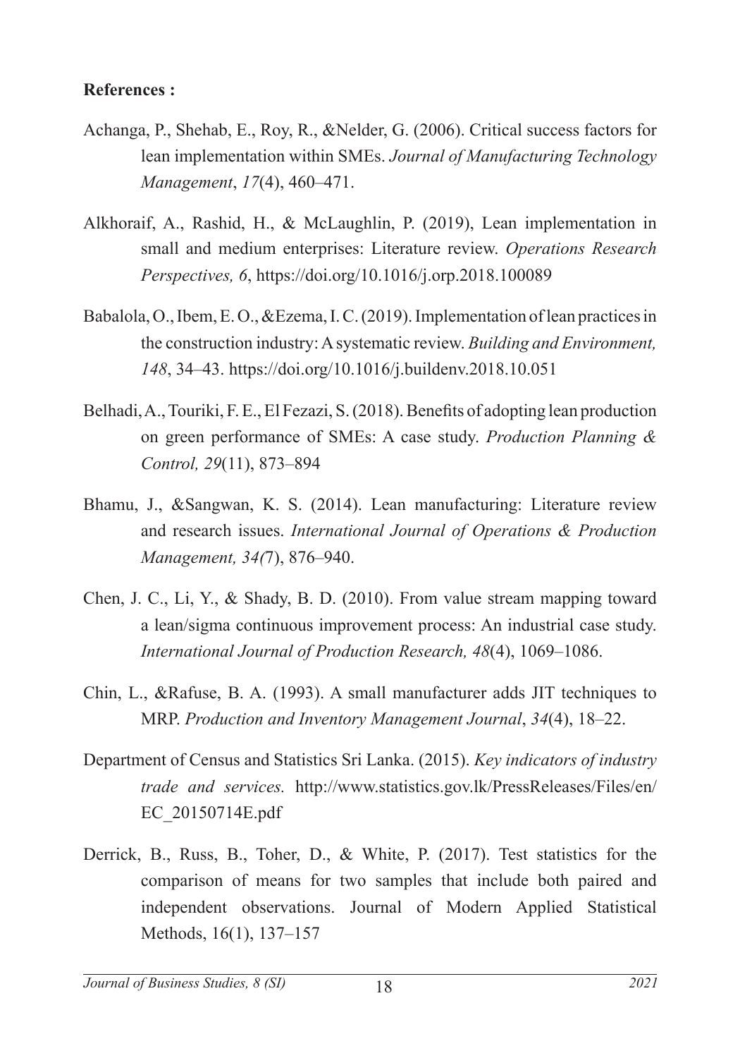**References :**

Achanga, P., Shehab, E., Roy, R., &Nelder, G. (2006). Critical success factors for lean implementation within SMEs. *Journal of Manufacturing Technology Management*, *17*(4), 460–471.

Alkhoraif, A., Rashid, H., & McLaughlin, P. (2019), Lean implementation in small and medium enterprises: Literature review. *Operations Research Perspectives, 6*, https://doi.org/10.1016/j.orp.2018.100089

Babalola, O., Ibem, E. O., &Ezema, I. C. (2019). Implementation of lean practices in the construction industry: A systematic review. *Building and Environment, 148*, 34–43. https://doi.org/10.1016/j.buildenv.2018.10.051

Belhadi, A., Touriki, F. E., El Fezazi, S. (2018). Benefits of adopting lean production on green performance of SMEs: A case study. *Production Planning & Control, 29*(11), 873–894

Bhamu, J., &Sangwan, K. S. (2014). Lean manufacturing: Literature review and research issues. *International Journal of Operations & Production Management, 34(*7), 876–940.

Chen, J. C., Li, Y., & Shady, B. D. (2010). From value stream mapping toward a lean/sigma continuous improvement process: An industrial case study. *International Journal of Production Research, 48*(4), 1069–1086.

Chin, L., &Rafuse, B. A. (1993). A small manufacturer adds JIT techniques to MRP. *Production and Inventory Management Journal*, *34*(4), 18–22.

Department of Census and Statistics Sri Lanka. (2015). *Key indicators of industry trade and services.* http://www.statistics.gov.lk/PressReleases/Files/en/EC_20150714E.pdf

Derrick, B., Russ, B., Toher, D., & White, P. (2017). Test statistics for the comparison of means for two samples that include both paired and independent observations. Journal of Modern Applied Statistical Methods, 16(1), 137–157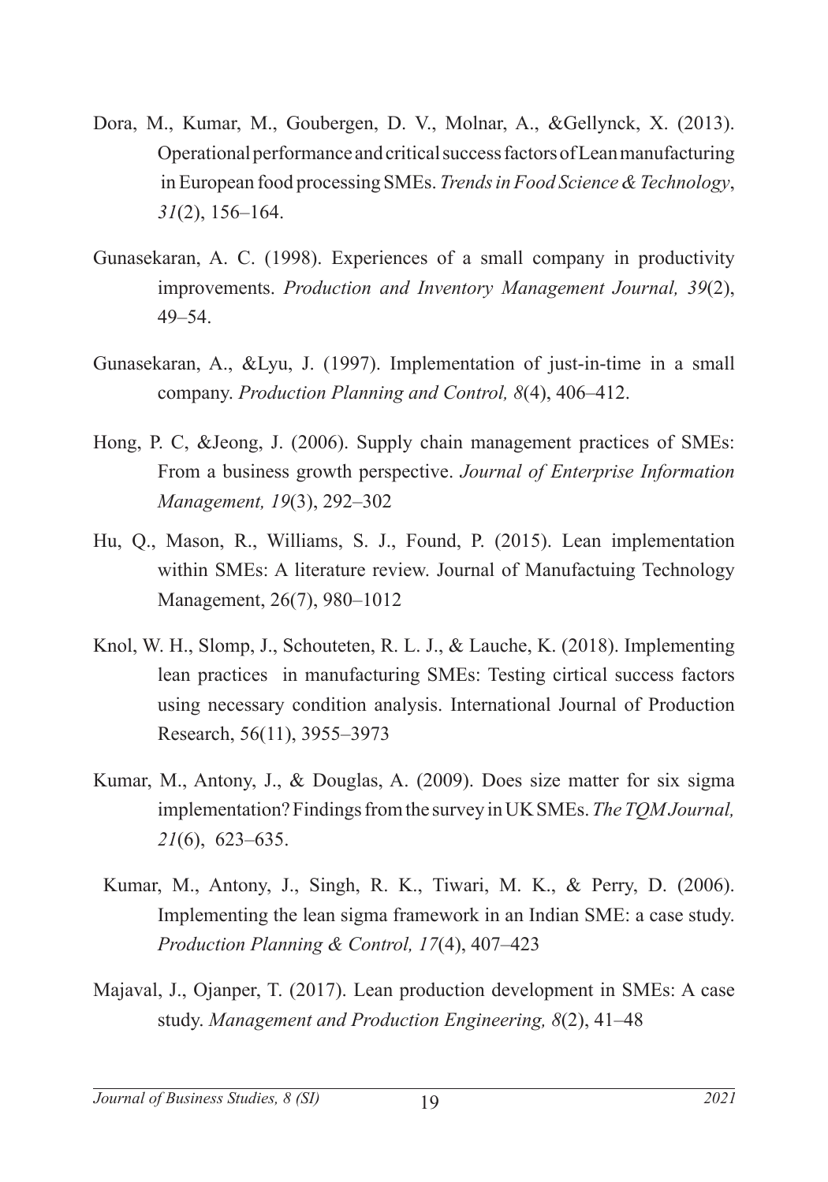Dora, M., Kumar, M., Goubergen, D. V., Molnar, A., &Gellynck, X. (2013). Operational performance and critical success factors of Lean manufacturing in European food processing SMEs. *Trends in Food Science & Technology*, *31*(2), 156–164.

Gunasekaran, A. C. (1998). Experiences of a small company in productivity improvements. *Production and Inventory Management Journal, 39*(2), 49–54.

Gunasekaran, A., &Lyu, J. (1997). Implementation of just-in-time in a small company. *Production Planning and Control, 8*(4), 406–412.

Hong, P. C, &Jeong, J. (2006). Supply chain management practices of SMEs: From a business growth perspective. *Journal of Enterprise Information Management, 19*(3), 292–302

Hu, Q., Mason, R., Williams, S. J., Found, P. (2015). Lean implementation within SMEs: A literature review. Journal of Manufactuing Technology Management, 26(7), 980–1012

Knol, W. H., Slomp, J., Schouteten, R. L. J., & Lauche, K. (2018). Implementing lean practices in manufacturing SMEs: Testing cirtical success factors using necessary condition analysis. International Journal of Production Research, 56(11), 3955–3973

Kumar, M., Antony, J., & Douglas, A. (2009). Does size matter for six sigma implementation? Findings from the survey in UK SMEs. *The TQM Journal, 21*(6), 623–635.

Kumar, M., Antony, J., Singh, R. K., Tiwari, M. K., & Perry, D. (2006). Implementing the lean sigma framework in an Indian SME: a case study. *Production Planning & Control, 17*(4), 407–423

Majaval, J., Ojanper, T. (2017). Lean production development in SMEs: A case study. *Management and Production Engineering, 8*(2), 41–48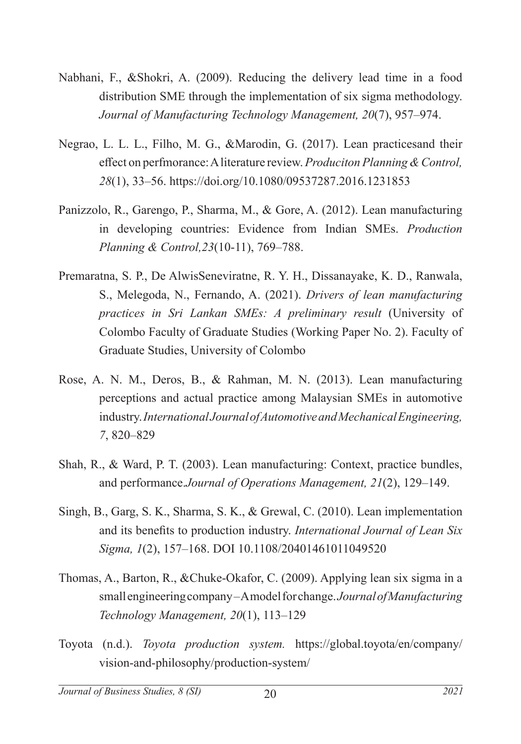Nabhani, F., &Shokri, A. (2009). Reducing the delivery lead time in a food distribution SME through the implementation of six sigma methodology. *Journal of Manufacturing Technology Management, 20*(7), 957–974.

Negrao, L. L. L., Filho, M. G., &Marodin, G. (2017). Lean practicesand their effect on perfmorance: A literature review. *Produciton Planning & Control, 28*(1), 33–56. https://doi.org/10.1080/09537287.2016.1231853

Panizzolo, R., Garengo, P., Sharma, M., & Gore, A. (2012). Lean manufacturing in developing countries: Evidence from Indian SMEs. *Production Planning & Control,23*(10-11), 769–788.

Premaratna, S. P., De AlwisSeneviratne, R. Y. H., Dissanayake, K. D., Ranwala, S., Melegoda, N., Fernando, A. (2021). *Drivers of lean manufacturing practices in Sri Lankan SMEs: A preliminary result* (University of Colombo Faculty of Graduate Studies (Working Paper No. 2). Faculty of Graduate Studies, University of Colombo

Rose, A. N. M., Deros, B., & Rahman, M. N. (2013). Lean manufacturing perceptions and actual practice among Malaysian SMEs in automotive industry.*International Journal of Automotive and Mechanical Engineering, 7*, 820–829

Shah, R., & Ward, P. T. (2003). Lean manufacturing: Context, practice bundles, and performance.*Journal of Operations Management, 21*(2), 129–149.

Singh, B., Garg, S. K., Sharma, S. K., & Grewal, C. (2010). Lean implementation and its benefits to production industry. *International Journal of Lean Six Sigma, 1*(2), 157–168. DOI 10.1108/20401461011049520

Thomas, A., Barton, R., &Chuke-Okafor, C. (2009). Applying lean six sigma in a small engineering company – A model for change. *Journal of Manufacturing Technology Management, 20*(1), 113–129

Toyota (n.d.). *Toyota production system.* https://global.toyota/en/company/vision-and-philosophy/production-system/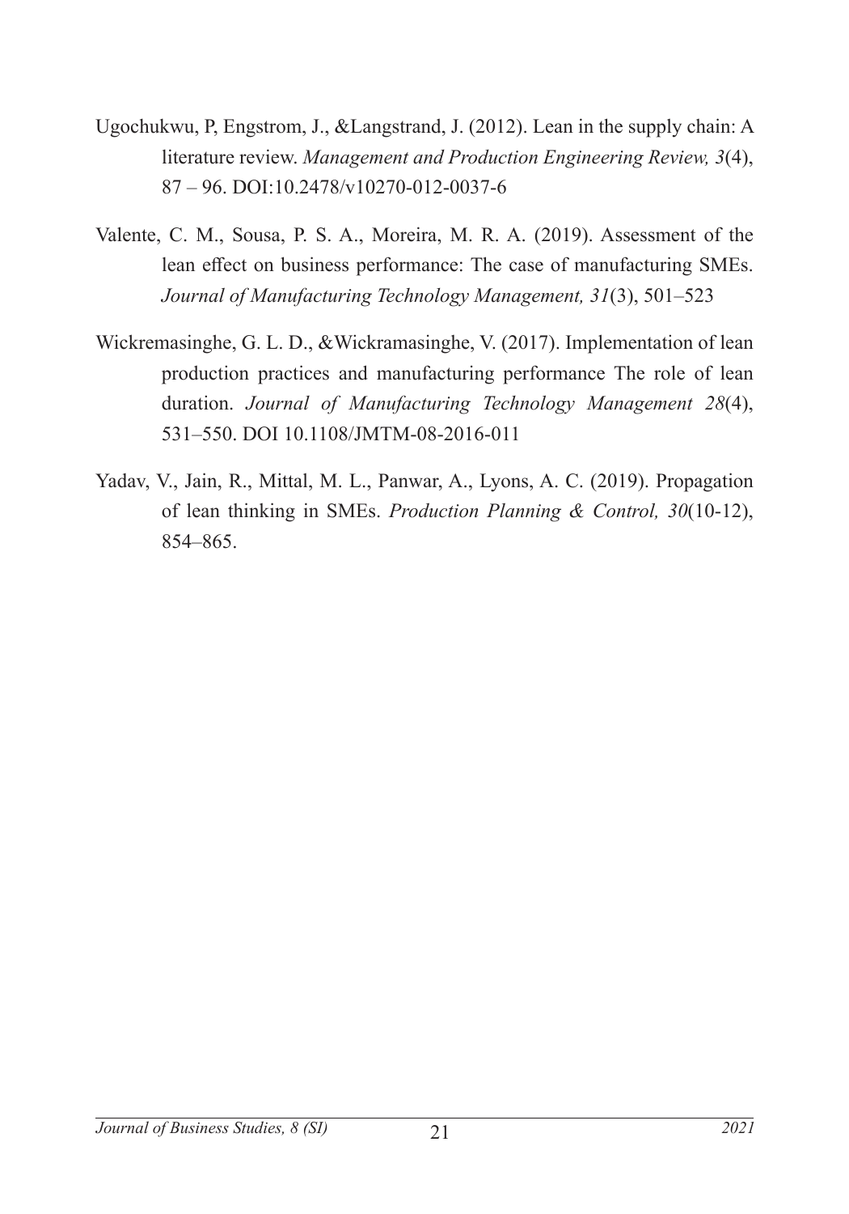Ugochukwu, P, Engstrom, J., &Langstrand, J. (2012). Lean in the supply chain: A literature review. *Management and Production Engineering Review, 3*(4), 87 – 96. DOI:10.2478/v10270-012-0037-6

Valente, C. M., Sousa, P. S. A., Moreira, M. R. A. (2019). Assessment of the lean effect on business performance: The case of manufacturing SMEs. *Journal of Manufacturing Technology Management, 31*(3), 501–523

Wickremasinghe, G. L. D., &Wickramasinghe, V. (2017). Implementation of lean production practices and manufacturing performance The role of lean duration. *Journal of Manufacturing Technology Management 28*(4), 531–550. DOI 10.1108/JMTM-08-2016-011

Yadav, V., Jain, R., Mittal, M. L., Panwar, A., Lyons, A. C. (2019). Propagation of lean thinking in SMEs. *Production Planning & Control, 30*(10-12), 854–865.